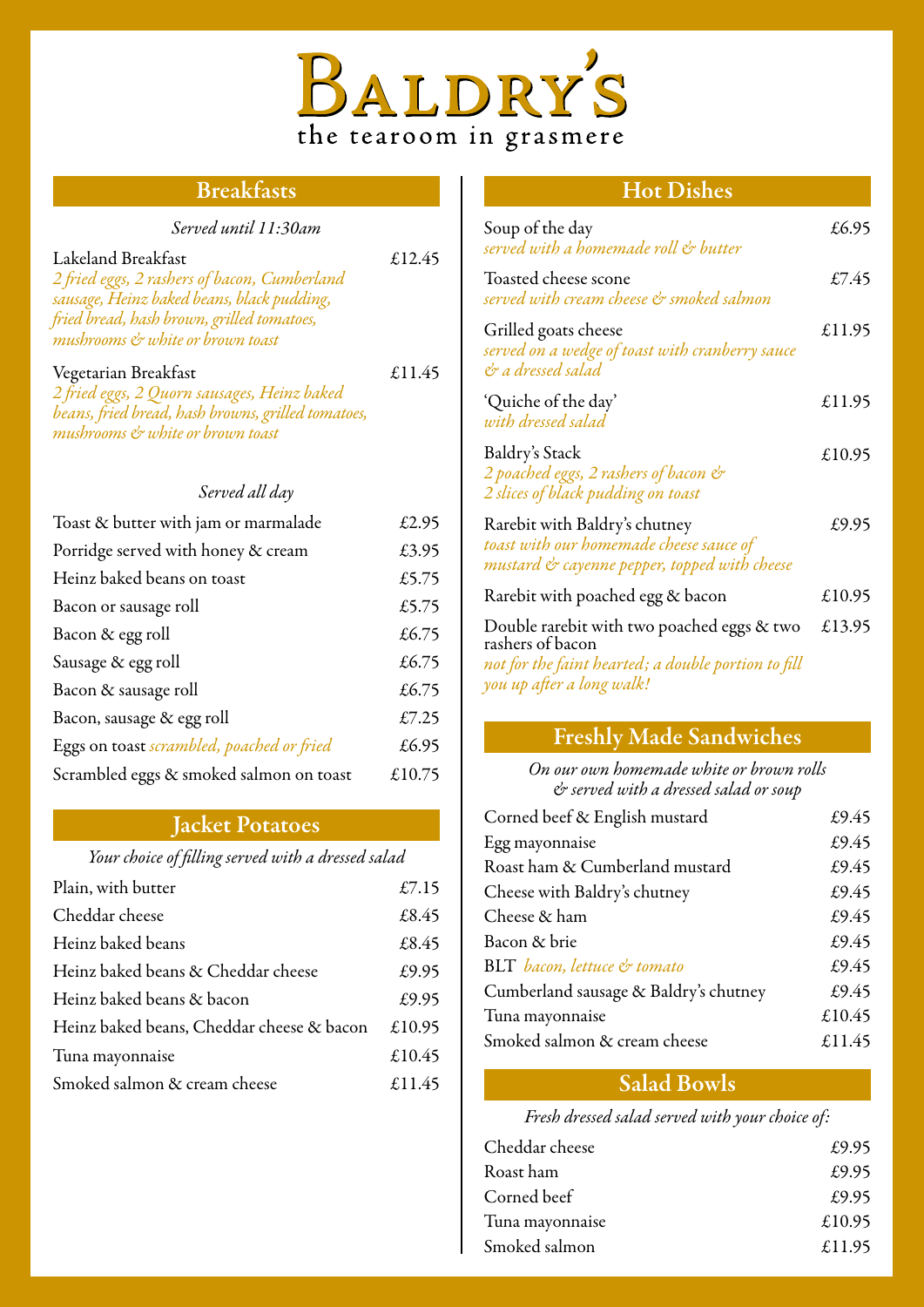# Baldry's

the tearoom in grasmere

## Breakfasts

*Served until 11:30am*

Lakeland Breakfast — £12.45
*2 fried eggs, 2 rashers of bacon, Cumberland sausage, Heinz baked beans, black pudding, fried bread, hash brown, grilled tomatoes, mushrooms & white or brown toast*

Vegetarian Breakfast — £11.45
*2 fried eggs, 2 Quorn sausages, Heinz baked beans, fried bread, hash browns, grilled tomatoes, mushrooms & white or brown toast*

*Served all day*

| Item | Price |
|---|---|
| Toast & butter with jam or marmalade | £2.95 |
| Porridge served with honey & cream | £3.95 |
| Heinz baked beans on toast | £5.75 |
| Bacon or sausage roll | £5.75 |
| Bacon & egg roll | £6.75 |
| Sausage & egg roll | £6.75 |
| Bacon & sausage roll | £6.75 |
| Bacon, sausage & egg roll | £7.25 |
| Eggs on toast *scrambled, poached or fried* | £6.95 |
| Scrambled eggs & smoked salmon on toast | £10.75 |

## Jacket Potatoes

*Your choice of filling served with a dressed salad*

| Item | Price |
|---|---|
| Plain, with butter | £7.15 |
| Cheddar cheese | £8.45 |
| Heinz baked beans | £8.45 |
| Heinz baked beans & Cheddar cheese | £9.95 |
| Heinz baked beans & bacon | £9.95 |
| Heinz baked beans, Cheddar cheese & bacon | £10.95 |
| Tuna mayonnaise | £10.45 |
| Smoked salmon & cream cheese | £11.45 |

## Hot Dishes

Soup of the day — £6.95
*served with a homemade roll & butter*

Toasted cheese scone — £7.45
*served with cream cheese & smoked salmon*

Grilled goats cheese — £11.95
*served on a wedge of toast with cranberry sauce & a dressed salad*

'Quiche of the day' — £11.95
*with dressed salad*

Baldry's Stack — £10.95
*2 poached eggs, 2 rashers of bacon & 2 slices of black pudding on toast*

Rarebit with Baldry's chutney — £9.95
*toast with our homemade cheese sauce of mustard & cayenne pepper, topped with cheese*

Rarebit with poached egg & bacon — £10.95

Double rarebit with two poached eggs & two rashers of bacon — £13.95
*not for the faint hearted; a double portion to fill you up after a long walk!*

## Freshly Made Sandwiches

*On our own homemade white or brown rolls & served with a dressed salad or soup*

| Item | Price |
|---|---|
| Corned beef & English mustard | £9.45 |
| Egg mayonnaise | £9.45 |
| Roast ham & Cumberland mustard | £9.45 |
| Cheese with Baldry's chutney | £9.45 |
| Cheese & ham | £9.45 |
| Bacon & brie | £9.45 |
| BLT *bacon, lettuce & tomato* | £9.45 |
| Cumberland sausage & Baldry's chutney | £9.45 |
| Tuna mayonnaise | £10.45 |
| Smoked salmon & cream cheese | £11.45 |

## Salad Bowls

*Fresh dressed salad served with your choice of:*

| Item | Price |
|---|---|
| Cheddar cheese | £9.95 |
| Roast ham | £9.95 |
| Corned beef | £9.95 |
| Tuna mayonnaise | £10.95 |
| Smoked salmon | £11.95 |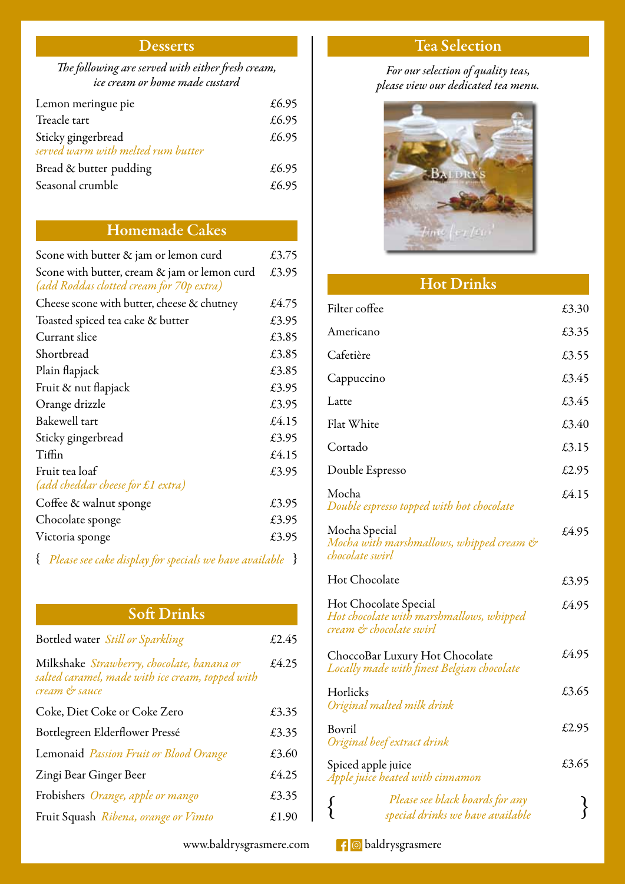## Desserts

*The following are served with either fresh cream, ice cream or home made custard*

| | |
|---|---|
| Lemon meringue pie | £6.95 |
| Treacle tart | £6.95 |
| Sticky gingerbread *served warm with melted rum butter* | £6.95 |
| Bread & butter pudding | £6.95 |
| Seasonal crumble | £6.95 |

## Homemade Cakes

| | |
|---|---|
| Scone with butter & jam or lemon curd | £3.75 |
| Scone with butter, cream & jam or lemon curd *(add Roddas clotted cream for 70p extra)* | £3.95 |
| Cheese scone with butter, cheese & chutney | £4.75 |
| Toasted spiced tea cake & butter | £3.95 |
| Currant slice | £3.85 |
| Shortbread | £3.85 |
| Plain flapjack | £3.85 |
| Fruit & nut flapjack | £3.95 |
| Orange drizzle | £3.95 |
| Bakewell tart | £4.15 |
| Sticky gingerbread | £3.95 |
| Tiffin | £4.15 |
| Fruit tea loaf *(add cheddar cheese for £1 extra)* | £3.95 |
| Coffee & walnut sponge | £3.95 |
| Chocolate sponge | £3.95 |
| Victoria sponge | £3.95 |

{ *Please see cake display for specials we have available* }

## Soft Drinks

| | |
|---|---|
| Bottled water *Still or Sparkling* | £2.45 |
| Milkshake *Strawberry, chocolate, banana or salted caramel, made with ice cream, topped with cream & sauce* | £4.25 |
| Coke, Diet Coke or Coke Zero | £3.35 |
| Bottlegreen Elderflower Pressé | £3.35 |
| Lemonaid *Passion Fruit or Blood Orange* | £3.60 |
| Zingi Bear Ginger Beer | £4.25 |
| Frobishers *Orange, apple or mango* | £3.35 |
| Fruit Squash *Ribena, orange or Vimto* | £1.90 |

## Tea Selection

*For our selection of quality teas, please view our dedicated tea menu.*

## Hot Drinks

| | |
|---|---|
| Filter coffee | £3.30 |
| Americano | £3.35 |
| Cafetière | £3.55 |
| Cappuccino | £3.45 |
| Latte | £3.45 |
| Flat White | £3.40 |
| Cortado | £3.15 |
| Double Espresso | £2.95 |
| Mocha *Double espresso topped with hot chocolate* | £4.15 |
| Mocha Special *Mocha with marshmallows, whipped cream & chocolate swirl* | £4.95 |
| Hot Chocolate | £3.95 |
| Hot Chocolate Special *Hot chocolate with marshmallows, whipped cream & chocolate swirl* | £4.95 |
| ChoccoBar Luxury Hot Chocolate *Locally made with finest Belgian chocolate* | £4.95 |
| Horlicks *Original malted milk drink* | £3.65 |
| Bovril *Original beef extract drink* | £2.95 |
| Spiced apple juice *Apple juice heated with cinnamon* | £3.65 |

{ *Please see black boards for any special drinks we have available* }

www.baldrysgrasmere.com baldrysgrasmere